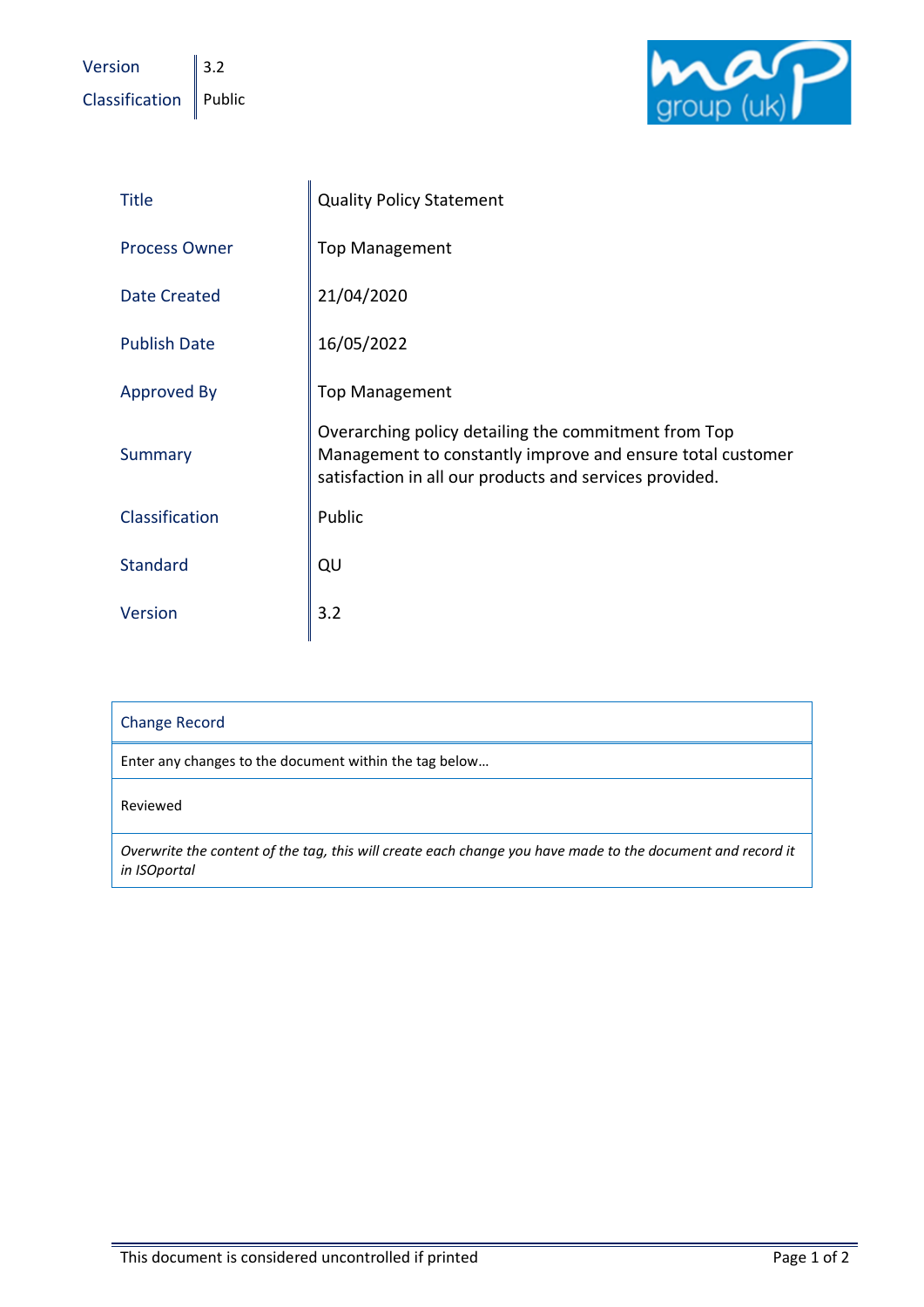| Version | 3.2 |
|---|---|
| Classification | Public |

| Title | Quality Policy Statement |
|---|---|
| Process Owner | Top Management |
| Date Created | 21/04/2020 |
| Publish Date | 16/05/2022 |
| Approved By | Top Management |
| Summary | Overarching policy detailing the commitment from Top Management to constantly improve and ensure total customer satisfaction in all our products and services provided. |
| Classification | Public |
| Standard | QU |
| Version | 3.2 |

| Change Record |
|---|
| Enter any changes to the document within the tag below… |
| Reviewed |
| *Overwrite the content of the tag, this will create each change you have made to the document and record it in ISOportal* |

This document is considered uncontrolled if printed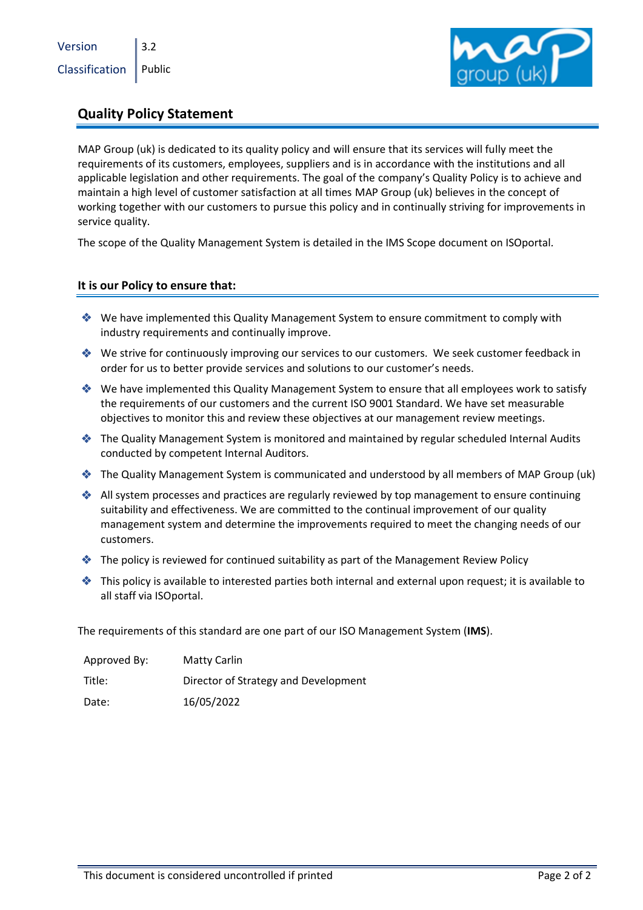| | |
|---|---|
| Version | 3.2 |
| Classification | Public |

## Quality Policy Statement

MAP Group (uk) is dedicated to its quality policy and will ensure that its services will fully meet the requirements of its customers, employees, suppliers and is in accordance with the institutions and all applicable legislation and other requirements. The goal of the company's Quality Policy is to achieve and maintain a high level of customer satisfaction at all times MAP Group (uk) believes in the concept of working together with our customers to pursue this policy and in continually striving for improvements in service quality.

The scope of the Quality Management System is detailed in the IMS Scope document on ISOportal.

### It is our Policy to ensure that:

- We have implemented this Quality Management System to ensure commitment to comply with industry requirements and continually improve.
- We strive for continuously improving our services to our customers. We seek customer feedback in order for us to better provide services and solutions to our customer's needs.
- We have implemented this Quality Management System to ensure that all employees work to satisfy the requirements of our customers and the current ISO 9001 Standard. We have set measurable objectives to monitor this and review these objectives at our management review meetings.
- The Quality Management System is monitored and maintained by regular scheduled Internal Audits conducted by competent Internal Auditors.
- The Quality Management System is communicated and understood by all members of MAP Group (uk)
- All system processes and practices are regularly reviewed by top management to ensure continuing suitability and effectiveness. We are committed to the continual improvement of our quality management system and determine the improvements required to meet the changing needs of our customers.
- The policy is reviewed for continued suitability as part of the Management Review Policy
- This policy is available to interested parties both internal and external upon request; it is available to all staff via ISOportal.

The requirements of this standard are one part of our ISO Management System (**IMS**).

| | |
|---|---|
| Approved By: | Matty Carlin |
| Title: | Director of Strategy and Development |
| Date: | 16/05/2022 |

This document is considered uncontrolled if printed